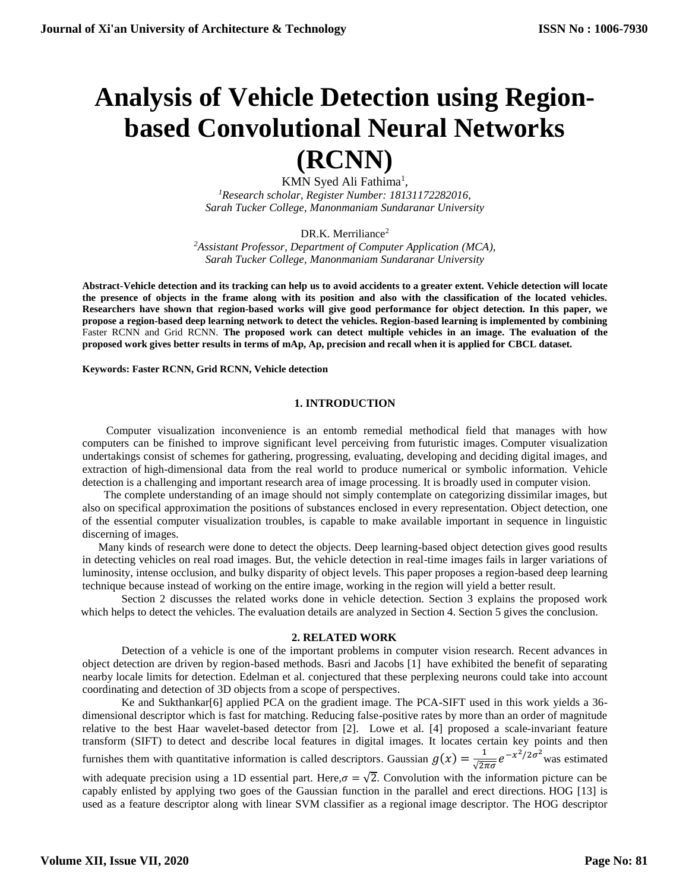# Analysis of Vehicle Detection using Region-based Convolutional Neural Networks (RCNN)

KMN Syed Ali Fathima[1],

[1]*Research scholar, Register Number: 18131172282016, Sarah Tucker College, Manonmaniam Sundaranar University*

DR.K. Merriliance[2]

[2]*Assistant Professor, Department of Computer Application (MCA), Sarah Tucker College, Manonmaniam Sundaranar University*

**Abstract-Vehicle detection and its tracking can help us to avoid accidents to a greater extent. Vehicle detection will locate the presence of objects in the frame along with its position and also with the classification of the located vehicles. Researchers have shown that region-based works will give good performance for object detection. In this paper, we propose a region-based deep learning network to detect the vehicles. Region-based learning is implemented by combining** Faster RCNN and Grid RCNN. **The proposed work can detect multiple vehicles in an image. The evaluation of the proposed work gives better results in terms of mAp, Ap, precision and recall when it is applied for CBCL dataset.**

**Keywords: Faster RCNN, Grid RCNN, Vehicle detection**

## 1. INTRODUCTION

Computer visualization inconvenience is an entomb remedial methodical field that manages with how computers can be finished to improve significant level perceiving from futuristic images. Computer visualization undertakings consist of schemes for gathering, progressing, evaluating, developing and deciding digital images, and extraction of high-dimensional data from the real world to produce numerical or symbolic information. Vehicle detection is a challenging and important research area of image processing. It is broadly used in computer vision.

The complete understanding of an image should not simply contemplate on categorizing dissimilar images, but also on specifical approximation the positions of substances enclosed in every representation. Object detection, one of the essential computer visualization troubles, is capable to make available important in sequence in linguistic discerning of images.

Many kinds of research were done to detect the objects. Deep learning-based object detection gives good results in detecting vehicles on real road images. But, the vehicle detection in real-time images fails in larger variations of luminosity, intense occlusion, and bulky disparity of object levels. This paper proposes a region-based deep learning technique because instead of working on the entire image, working in the region will yield a better result.

Section 2 discusses the related works done in vehicle detection. Section 3 explains the proposed work which helps to detect the vehicles. The evaluation details are analyzed in Section 4. Section 5 gives the conclusion.

## 2. RELATED WORK

Detection of a vehicle is one of the important problems in computer vision research. Recent advances in object detection are driven by region-based methods. Basri and Jacobs [1] have exhibited the benefit of separating nearby locale limits for detection. Edelman et al. conjectured that these perplexing neurons could take into account coordinating and detection of 3D objects from a scope of perspectives.

Ke and Sukthankar[6] applied PCA on the gradient image. The PCA-SIFT used in this work yields a 36-dimensional descriptor which is fast for matching. Reducing false-positive rates by more than an order of magnitude relative to the best Haar wavelet-based detector from [2]. Lowe et al. [4] proposed a scale-invariant feature transform (SIFT) to detect and describe local features in digital images. It locates certain key points and then furnishes them with quantitative information is called descriptors. Gaussian $g(x) = \frac{1}{\sqrt{2\pi\sigma}} e^{-x^2/2\sigma^2}$ was estimated with adequate precision using a 1D essential part. Here, $\sigma = \sqrt{2}$. Convolution with the information picture can be capably enlisted by applying two goes of the Gaussian function in the parallel and erect directions. HOG [13] is used as a feature descriptor along with linear SVM classifier as a regional image descriptor. The HOG descriptor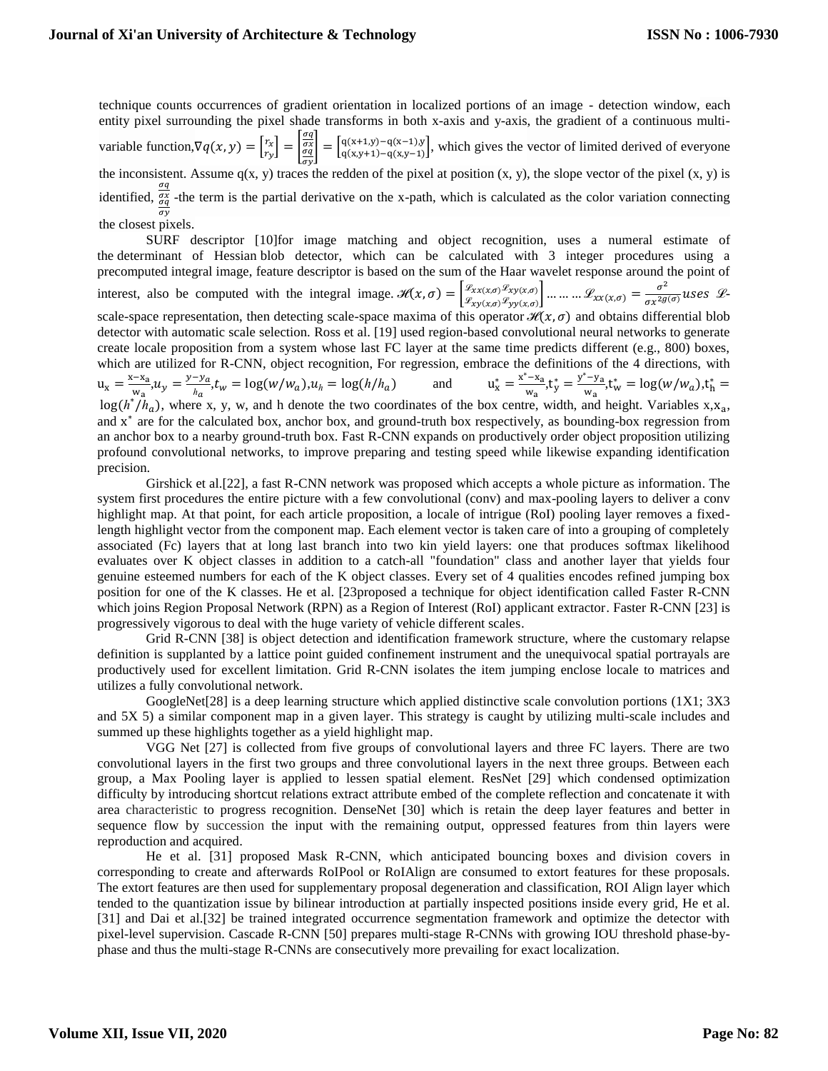technique counts occurrences of gradient orientation in localized portions of an image - detection window, each entity pixel surrounding the pixel shade transforms in both x-axis and y-axis, the gradient of a continuous multi-variable function, $\nabla q(x,y) = \begin{bmatrix} r_x \\ r_y \end{bmatrix} = \begin{bmatrix} \frac{\sigma q}{\sigma x} \\ \frac{\sigma q}{\sigma y} \end{bmatrix} = \begin{bmatrix} q(x+1,y) - q(x-1),y \\ q(x,y+1) - q(x,y-1) \end{bmatrix}$, which gives the vector of limited derived of everyone the inconsistent. Assume q(x, y) traces the redden of the pixel at position (x, y), the slope vector of the pixel (x, y) is identified, $\frac{\frac{\sigma q}{\sigma x}}{\frac{\sigma q}{\sigma y}}$ -the term is the partial derivative on the x-path, which is calculated as the color variation connecting the closest pixels.

SURF descriptor [10]for image matching and object recognition, uses a numeral estimate of the determinant of Hessian blob detector, which can be calculated with 3 integer procedures using a precomputed integral image, feature descriptor is based on the sum of the Haar wavelet response around the point of interest, also be computed with the integral image. $\mathscr{H}(x,\sigma) = \begin{bmatrix} \mathscr{L}_{xx(x,\sigma)} \mathscr{L}_{xy(x,\sigma)} \\ \mathscr{L}_{xy(x,\sigma)} \mathscr{L}_{yy(x,\sigma)} \end{bmatrix} \ldots\ldots\ldots \mathscr{L}_{xx(x,\sigma)} = \frac{\sigma^2}{\sigma x^{2g(\sigma)}} uses\ \mathscr{L}$-scale-space representation, then detecting scale-space maxima of this operator $\mathscr{H}(x,\sigma)$ and obtains differential blob detector with automatic scale selection. Ross et al. [19] used region-based convolutional neural networks to generate create locale proposition from a system whose last FC layer at the same time predicts different (e.g., 800) boxes, which are utilized for R-CNN, object recognition, For regression, embrace the definitions of the 4 directions, with $u_x = \frac{x - x_a}{w_a}$, $u_y = \frac{y - y_a}{h_a}$, $t_w = \log(w/w_a)$, $u_h = \log(h/h_a)$ and $u_x^* = \frac{x^* - x_a}{w_a}$, $t_y^* = \frac{y^* - y_a}{w_a}$, $t_w^* = \log(w/w_a)$, $t_h^* = \log(h^*/h_a)$, where x, y, w, and h denote the two coordinates of the box centre, width, and height. Variables x,$x_a$, and $x^*$ are for the calculated box, anchor box, and ground-truth box respectively, as bounding-box regression from an anchor box to a nearby ground-truth box. Fast R-CNN expands on productively order object proposition utilizing profound convolutional networks, to improve preparing and testing speed while likewise expanding identification precision.

Girshick et al.[22], a fast R-CNN network was proposed which accepts a whole picture as information. The system first procedures the entire picture with a few convolutional (conv) and max-pooling layers to deliver a conv highlight map. At that point, for each article proposition, a locale of intrigue (RoI) pooling layer removes a fixed-length highlight vector from the component map. Each element vector is taken care of into a grouping of completely associated (Fc) layers that at long last branch into two kin yield layers: one that produces softmax likelihood evaluates over K object classes in addition to a catch-all "foundation" class and another layer that yields four genuine esteemed numbers for each of the K object classes. Every set of 4 qualities encodes refined jumping box position for one of the K classes. He et al. [23proposed a technique for object identification called Faster R-CNN which joins Region Proposal Network (RPN) as a Region of Interest (RoI) applicant extractor. Faster R-CNN [23] is progressively vigorous to deal with the huge variety of vehicle different scales.

Grid R-CNN [38] is object detection and identification framework structure, where the customary relapse definition is supplanted by a lattice point guided confinement instrument and the unequivocal spatial portrayals are productively used for excellent limitation. Grid R-CNN isolates the item jumping enclose locale to matrices and utilizes a fully convolutional network.

GoogleNet[28] is a deep learning structure which applied distinctive scale convolution portions (1X1; 3X3 and 5X 5) a similar component map in a given layer. This strategy is caught by utilizing multi-scale includes and summed up these highlights together as a yield highlight map.

VGG Net [27] is collected from five groups of convolutional layers and three FC layers. There are two convolutional layers in the first two groups and three convolutional layers in the next three groups. Between each group, a Max Pooling layer is applied to lessen spatial element. ResNet [29] which condensed optimization difficulty by introducing shortcut relations extract attribute embed of the complete reflection and concatenate it with area characteristic to progress recognition. DenseNet [30] which is retain the deep layer features and better in sequence flow by succession the input with the remaining output, oppressed features from thin layers were reproduction and acquired.

He et al. [31] proposed Mask R-CNN, which anticipated bouncing boxes and division covers in corresponding to create and afterwards RoIPool or RoIAlign are consumed to extort features for these proposals. The extort features are then used for supplementary proposal degeneration and classification, ROI Align layer which tended to the quantization issue by bilinear introduction at partially inspected positions inside every grid, He et al. [31] and Dai et al.[32] be trained integrated occurrence segmentation framework and optimize the detector with pixel-level supervision. Cascade R-CNN [50] prepares multi-stage R-CNNs with growing IOU threshold phase-by-phase and thus the multi-stage R-CNNs are consecutively more prevailing for exact localization.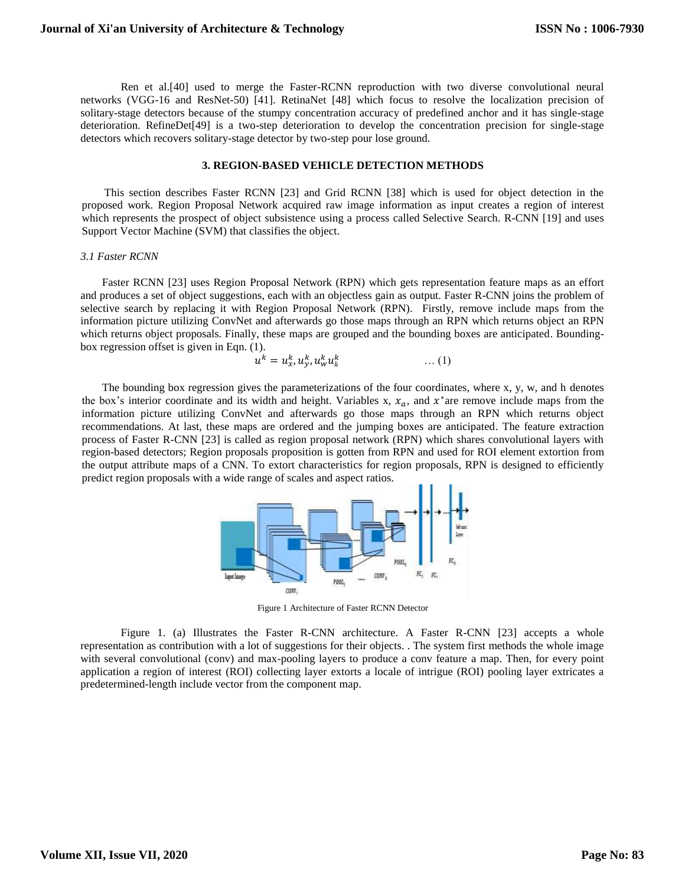Ren et al.[40] used to merge the Faster-RCNN reproduction with two diverse convolutional neural networks (VGG-16 and ResNet-50) [41]. RetinaNet [48] which focus to resolve the localization precision of solitary-stage detectors because of the stumpy concentration accuracy of predefined anchor and it has single-stage deterioration. RefineDet[49] is a two-step deterioration to develop the concentration precision for single-stage detectors which recovers solitary-stage detector by two-step pour lose ground.

## 3. REGION-BASED VEHICLE DETECTION METHODS

This section describes Faster RCNN [23] and Grid RCNN [38] which is used for object detection in the proposed work. Region Proposal Network acquired raw image information as input creates a region of interest which represents the prospect of object subsistence using a process called Selective Search. R-CNN [19] and uses Support Vector Machine (SVM) that classifies the object.

### *3.1 Faster RCNN*

Faster RCNN [23] uses Region Proposal Network (RPN) which gets representation feature maps as an effort and produces a set of object suggestions, each with an objectless gain as output. Faster R-CNN joins the problem of selective search by replacing it with Region Proposal Network (RPN). Firstly, remove include maps from the information picture utilizing ConvNet and afterwards go those maps through an RPN which returns object an RPN which returns object proposals. Finally, these maps are grouped and the bounding boxes are anticipated. Bounding-box regression offset is given in Eqn. (1).

$$u^k = u_x^k, u_y^k, u_w^k u_h^k \qquad \dots (1)$$

The bounding box regression gives the parameterizations of the four coordinates, where x, y, w, and h denotes the box's interior coordinate and its width and height. Variables x, $x_a$, and $x^*$are remove include maps from the information picture utilizing ConvNet and afterwards go those maps through an RPN which returns object recommendations. At last, these maps are ordered and the jumping boxes are anticipated. The feature extraction process of Faster R-CNN [23] is called as region proposal network (RPN) which shares convolutional layers with region-based detectors; Region proposals proposition is gotten from RPN and used for ROI element extortion from the output attribute maps of a CNN. To extort characteristics for region proposals, RPN is designed to efficiently predict region proposals with a wide range of scales and aspect ratios.

Input Image
CONV1
POOL1
CONV$_k$
POOL$_k$
FC1
FC2
FC$_n$
Softmax Layer

Figure 1 Architecture of Faster RCNN Detector

Figure 1. (a) Illustrates the Faster R-CNN architecture. A Faster R-CNN [23] accepts a whole representation as contribution with a lot of suggestions for their objects. . The system first methods the whole image with several convolutional (conv) and max-pooling layers to produce a conv feature a map. Then, for every point application a region of interest (ROI) collecting layer extorts a locale of intrigue (ROI) pooling layer extricates a predetermined-length include vector from the component map.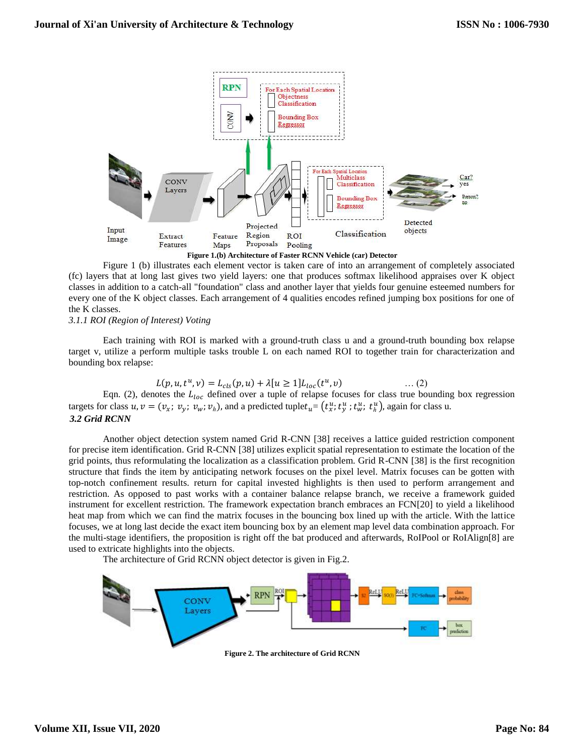Figure 1.(b) Architecture of Faster RCNN Vehicle (car) Detector

Figure 1 (b) illustrates each element vector is taken care of into an arrangement of completely associated (fc) layers that at long last gives two yield layers: one that produces softmax likelihood appraises over K object classes in addition to a catch-all "foundation" class and another layer that yields four genuine esteemed numbers for every one of the K object classes. Each arrangement of 4 qualities encodes refined jumping box positions for one of the K classes.

*3.1.1 ROI (Region of Interest) Voting*

Each training with ROI is marked with a ground-truth class u and a ground-truth bounding box relapse target v, utilize a perform multiple tasks trouble L on each named ROI to together train for characterization and bounding box relapse:

$$L(p, u, t^u, v) = L_{cls}(p, u) + \lambda[u \geq 1]L_{loc}(t^u, v) \qquad \dots (2)$$

Eqn. (2), denotes the $L_{loc}$ defined over a tuple of relapse focuses for class true bounding box regression targets for class $u, v = (v_x;\ v_y;\ v_w; v_h)$, and a predicted tuplet$_u$= $(t_x^u; t_y^u\ ; t_w^u;\ t_h^u)$, again for class u.

### 3.2 Grid RCNN

Another object detection system named Grid R-CNN [38] receives a lattice guided restriction component for precise item identification. Grid R-CNN [38] utilizes explicit spatial representation to estimate the location of the grid points, thus reformulating the localization as a classification problem. Grid R-CNN [38] is the first recognition structure that finds the item by anticipating network focuses on the pixel level. Matrix focuses can be gotten with top-notch confinement results. return for capital invested highlights is then used to perform arrangement and restriction. As opposed to past works with a container balance relapse branch, we receive a framework guided instrument for excellent restriction. The framework expectation branch embraces an FCN[20] to yield a likelihood heat map from which we can find the matrix focuses in the bouncing box lined up with the article. With the lattice focuses, we at long last decide the exact item bouncing box by an element map level data combination approach. For the multi-stage identifiers, the proposition is right off the bat produced and afterwards, RoIPool or RoIAlign[8] are used to extricate highlights into the objects.

The architecture of Grid RCNN object detector is given in Fig.2.

Figure 2. The architecture of Grid RCNN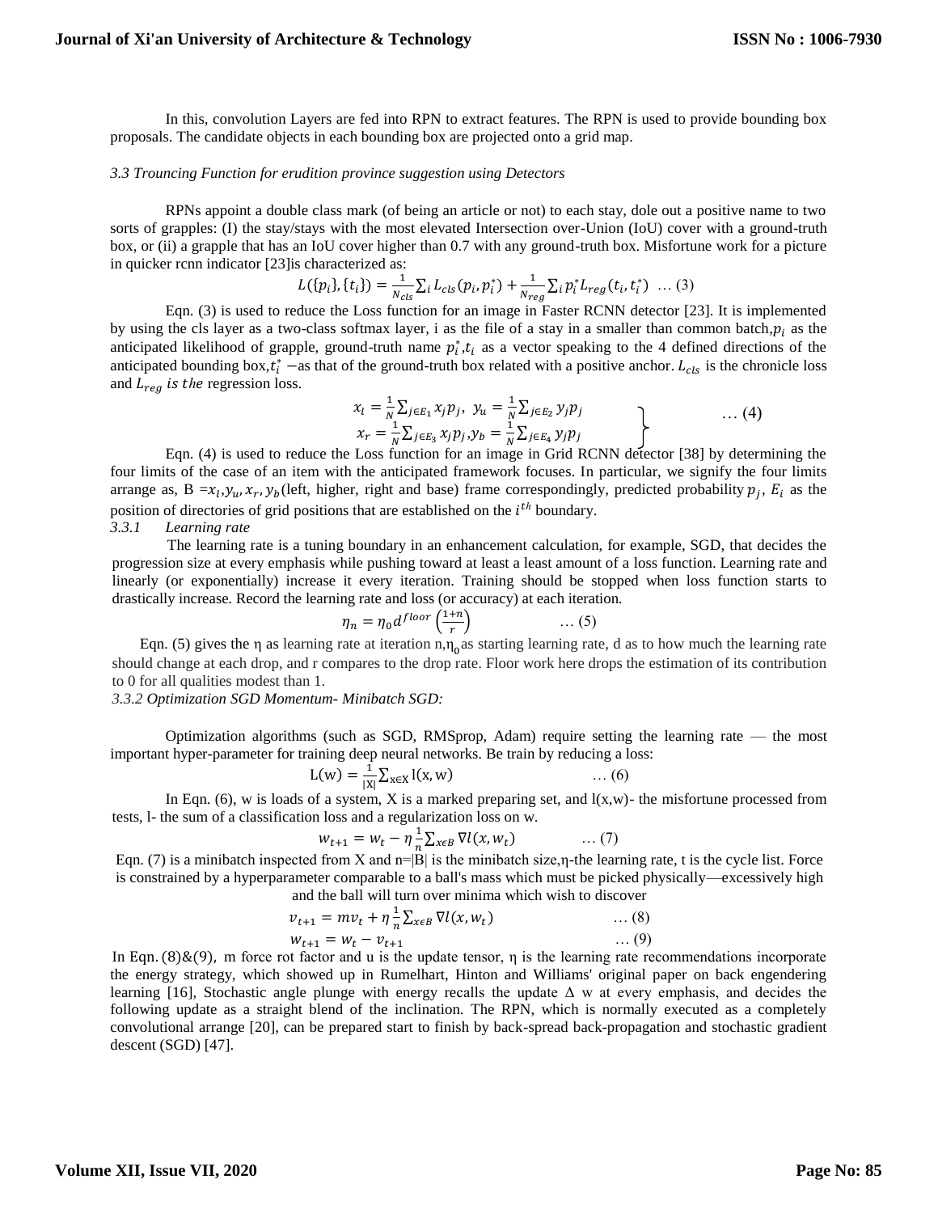In this, convolution Layers are fed into RPN to extract features. The RPN is used to provide bounding box proposals. The candidate objects in each bounding box are projected onto a grid map.

### *3.3 Trouncing Function for erudition province suggestion using Detectors*

RPNs appoint a double class mark (of being an article or not) to each stay, dole out a positive name to two sorts of grapples: (I) the stay/stays with the most elevated Intersection over-Union (IoU) cover with a ground-truth box, or (ii) a grapple that has an IoU cover higher than 0.7 with any ground-truth box. Misfortune work for a picture in quicker rcnn indicator [23]is characterized as:

$$L(\{p_i\},\{t_i\}) = \frac{1}{N_{cls}}\sum_i L_{cls}(p_i, p_i^*) + \frac{1}{N_{reg}}\sum_i p_i^* L_{reg}(t_i, t_i^*) \quad \ldots (3)$$

Eqn. (3) is used to reduce the Loss function for an image in Faster RCNN detector [23]. It is implemented by using the cls layer as a two-class softmax layer, i as the file of a stay in a smaller than common batch, $p_i$ as the anticipated likelihood of grapple, ground-truth name $p_i^*$, $t_i$ as a vector speaking to the 4 defined directions of the anticipated bounding box, $t_i^*$ –as that of the ground-truth box related with a positive anchor. $L_{cls}$ is the chronicle loss and $L_{reg}$ *is the* regression loss.

$$\left.\begin{aligned} x_l &= \frac{1}{N}\sum_{j\in E_1} x_j p_j,\ \ y_u = \frac{1}{N}\sum_{j\in E_2} y_j p_j \\ x_r &= \frac{1}{N}\sum_{j\in E_3} x_j p_j, y_b = \frac{1}{N}\sum_{j\in E_4} y_j p_j \end{aligned}\right\} \quad \ldots (4)$$

Eqn. (4) is used to reduce the Loss function for an image in Grid RCNN detector [38] by determining the four limits of the case of an item with the anticipated framework focuses. In particular, we signify the four limits arrange as, B $= x_l, y_u, x_r, y_b$ (left, higher, right and base) frame correspondingly, predicted probability $p_j$, $E_i$ as the position of directories of grid positions that are established on the $i^{th}$ boundary.

#### 3.3.1 *Learning rate*

The learning rate is a tuning boundary in an enhancement calculation, for example, SGD, that decides the progression size at every emphasis while pushing toward at least a least amount of a loss function. Learning rate and linearly (or exponentially) increase it every iteration. Training should be stopped when loss function starts to drastically increase. Record the learning rate and loss (or accuracy) at each iteration.

$$\eta_n = \eta_0 d^{floor\left(\frac{1+n}{r}\right)} \quad \ldots (5)$$

Eqn. (5) gives the η as learning rate at iteration n, $\eta_0$ as starting learning rate, d as to how much the learning rate should change at each drop, and r compares to the drop rate. Floor work here drops the estimation of its contribution to 0 for all qualities modest than 1.

#### *3.3.2 Optimization SGD Momentum- Minibatch SGD:*

Optimization algorithms (such as SGD, RMSprop, Adam) require setting the learning rate — the most important hyper-parameter for training deep neural networks. Be train by reducing a loss:

$$\mathrm{L}(\mathrm{w}) = \frac{1}{|\mathrm{X}|}\sum_{\mathrm{x}\in\mathrm{X}} \mathrm{l}(\mathrm{x},\mathrm{w}) \quad \ldots (6)$$

In Eqn. (6), w is loads of a system, X is a marked preparing set, and l(x,w)- the misfortune processed from tests, l- the sum of a classification loss and a regularization loss on w.

$$w_{t+1} = w_t - \eta\frac{1}{n}\sum_{x\epsilon B} \nabla l(x, w_t) \quad \ldots (7)$$

Eqn. (7) is a minibatch inspected from X and n=|B| is the minibatch size,η-the learning rate, t is the cycle list. Force is constrained by a hyperparameter comparable to a ball's mass which must be picked physically—excessively high and the ball will turn over minima which wish to discover

$$v_{t+1} = mv_t + \eta\frac{1}{n}\sum_{x\epsilon B} \nabla l(x, w_t) \quad \ldots (8)$$

$$w_{t+1} = w_t - v_{t+1} \quad \ldots (9)$$

In Eqn. (8)&(9), m force rot factor and u is the update tensor, η is the learning rate recommendations incorporate the energy strategy, which showed up in Rumelhart, Hinton and Williams' original paper on back engendering learning [16], Stochastic angle plunge with energy recalls the update Δ w at every emphasis, and decides the following update as a straight blend of the inclination. The RPN, which is normally executed as a completely convolutional arrange [20], can be prepared start to finish by back-spread back-propagation and stochastic gradient descent (SGD) [47].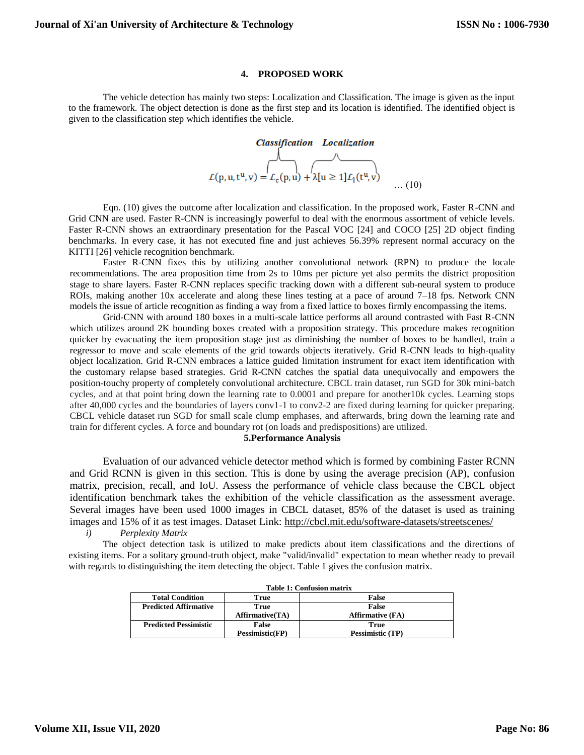## 4. PROPOSED WORK

The vehicle detection has mainly two steps: Localization and Classification. The image is given as the input to the framework. The object detection is done as the first step and its location is identified. The identified object is given to the classification step which identifies the vehicle.

$$\mathcal{L}(\mathrm{p}, \mathrm{u}, \mathrm{t}^{\mathrm{u}}, \mathrm{v}) = \overbrace{\mathcal{L}_{\mathrm{c}}(\mathrm{p}, \mathrm{u})}^{\textit{Classification}} + \overbrace{\lambda[\mathrm{u} \geq 1]\mathcal{L}_{\mathrm{l}}(\mathrm{t}^{\mathrm{u}}, \mathrm{v})}^{\textit{Localization}} \quad \ldots (10)$$

Eqn. (10) gives the outcome after localization and classification. In the proposed work, Faster R-CNN and Grid CNN are used. Faster R-CNN is increasingly powerful to deal with the enormous assortment of vehicle levels. Faster R-CNN shows an extraordinary presentation for the Pascal VOC [24] and COCO [25] 2D object finding benchmarks. In every case, it has not executed fine and just achieves 56.39% represent normal accuracy on the KITTI [26] vehicle recognition benchmark.

Faster R-CNN fixes this by utilizing another convolutional network (RPN) to produce the locale recommendations. The area proposition time from 2s to 10ms per picture yet also permits the district proposition stage to share layers. Faster R-CNN replaces specific tracking down with a different sub-neural system to produce ROIs, making another 10x accelerate and along these lines testing at a pace of around 7–18 fps. Network CNN models the issue of article recognition as finding a way from a fixed lattice to boxes firmly encompassing the items.

Grid-CNN with around 180 boxes in a multi-scale lattice performs all around contrasted with Fast R-CNN which utilizes around 2K bounding boxes created with a proposition strategy. This procedure makes recognition quicker by evacuating the item proposition stage just as diminishing the number of boxes to be handled, train a regressor to move and scale elements of the grid towards objects iteratively. Grid R-CNN leads to high-quality object localization. Grid R-CNN embraces a lattice guided limitation instrument for exact item identification with the customary relapse based strategies. Grid R-CNN catches the spatial data unequivocally and empowers the position-touchy property of completely convolutional architecture. CBCL train dataset, run SGD for 30k mini-batch cycles, and at that point bring down the learning rate to 0.0001 and prepare for another10k cycles. Learning stops after 40,000 cycles and the boundaries of layers conv1-1 to conv2-2 are fixed during learning for quicker preparing. CBCL vehicle dataset run SGD for small scale clump emphases, and afterwards, bring down the learning rate and train for different cycles. A force and boundary rot (on loads and predispositions) are utilized.

## 5.Performance Analysis

Evaluation of our advanced vehicle detector method which is formed by combining Faster RCNN and Grid RCNN is given in this section. This is done by using the average precision (AP), confusion matrix, precision, recall, and IoU. Assess the performance of vehicle class because the CBCL object identification benchmark takes the exhibition of the vehicle classification as the assessment average. Several images have been used 1000 images in CBCL dataset, 85% of the dataset is used as training images and 15% of it as test images. Dataset Link: http://cbcl.mit.edu/software-datasets/streetscenes/

### *i) Perplexity Matrix*

The object detection task is utilized to make predicts about item classifications and the directions of existing items. For a solitary ground-truth object, make "valid/invalid" expectation to mean whether ready to prevail with regards to distinguishing the item detecting the object. Table 1 gives the confusion matrix.

**Table 1: Confusion matrix**

| Total Condition | True | False |
|---|---|---|
| Predicted Affirmative | True Affirmative(TA) | False Affirmative (FA) |
| Predicted Pessimistic | False Pessimistic(FP) | True Pessimistic (TP) |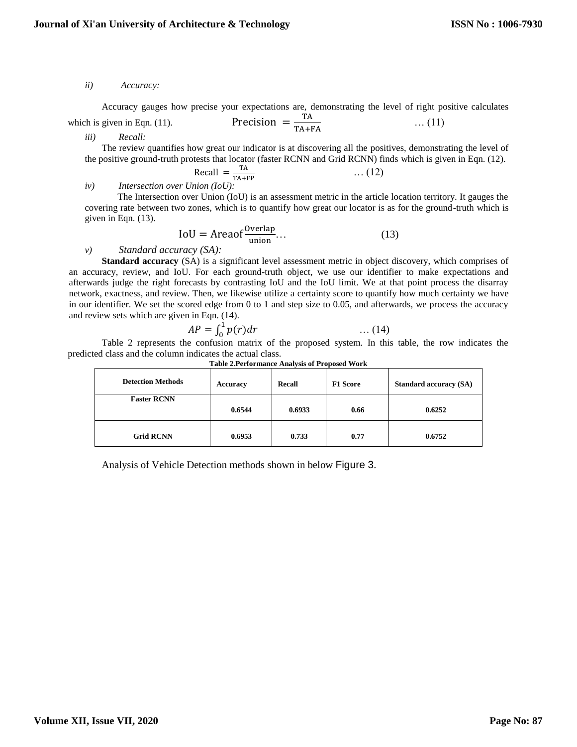*ii) Accuracy:*

Accuracy gauges how precise your expectations are, demonstrating the level of right positive calculates which is given in Eqn. (11).

$$\text{Precision } = \frac{\text{TA}}{\text{TA+FA}} \quad \ldots (11)$$

*iii) Recall:*

The review quantifies how great our indicator is at discovering all the positives, demonstrating the level of the positive ground-truth protests that locator (faster RCNN and Grid RCNN) finds which is given in Eqn. (12).

$$\text{Recall } = \frac{\text{TA}}{\text{TA+FP}} \quad \ldots (12)$$

*iv) Intersection over Union (IoU):*

The Intersection over Union (IoU) is an assessment metric in the article location territory. It gauges the covering rate between two zones, which is to quantify how great our locator is as for the ground-truth which is given in Eqn. (13).

$$\text{IoU} = \text{Areaof}\frac{\text{Overlap}}{\text{union}}\ldots \quad (13)$$

*v) Standard accuracy (SA):*

**Standard accuracy** (SA) is a significant level assessment metric in object discovery, which comprises of an accuracy, review, and IoU. For each ground-truth object, we use our identifier to make expectations and afterwards judge the right forecasts by contrasting IoU and the IoU limit. We at that point process the disarray network, exactness, and review. Then, we likewise utilize a certainty score to quantify how much certainty we have in our identifier. We set the scored edge from 0 to 1 and step size to 0.05, and afterwards, we process the accuracy and review sets which are given in Eqn. (14).

$$AP = \int_0^1 p(r)dr \quad \ldots (14)$$

Table 2 represents the confusion matrix of the proposed system. In this table, the row indicates the predicted class and the column indicates the actual class.

**Table 2.Performance Analysis of Proposed Work**

| Detection Methods | Accuracy | Recall | F1 Score | Standard accuracy (SA) |
|---|---|---|---|---|
| Faster RCNN | 0.6544 | 0.6933 | 0.66 | 0.6252 |
| Grid RCNN | 0.6953 | 0.733 | 0.77 | 0.6752 |

Analysis of Vehicle Detection methods shown in below Figure 3.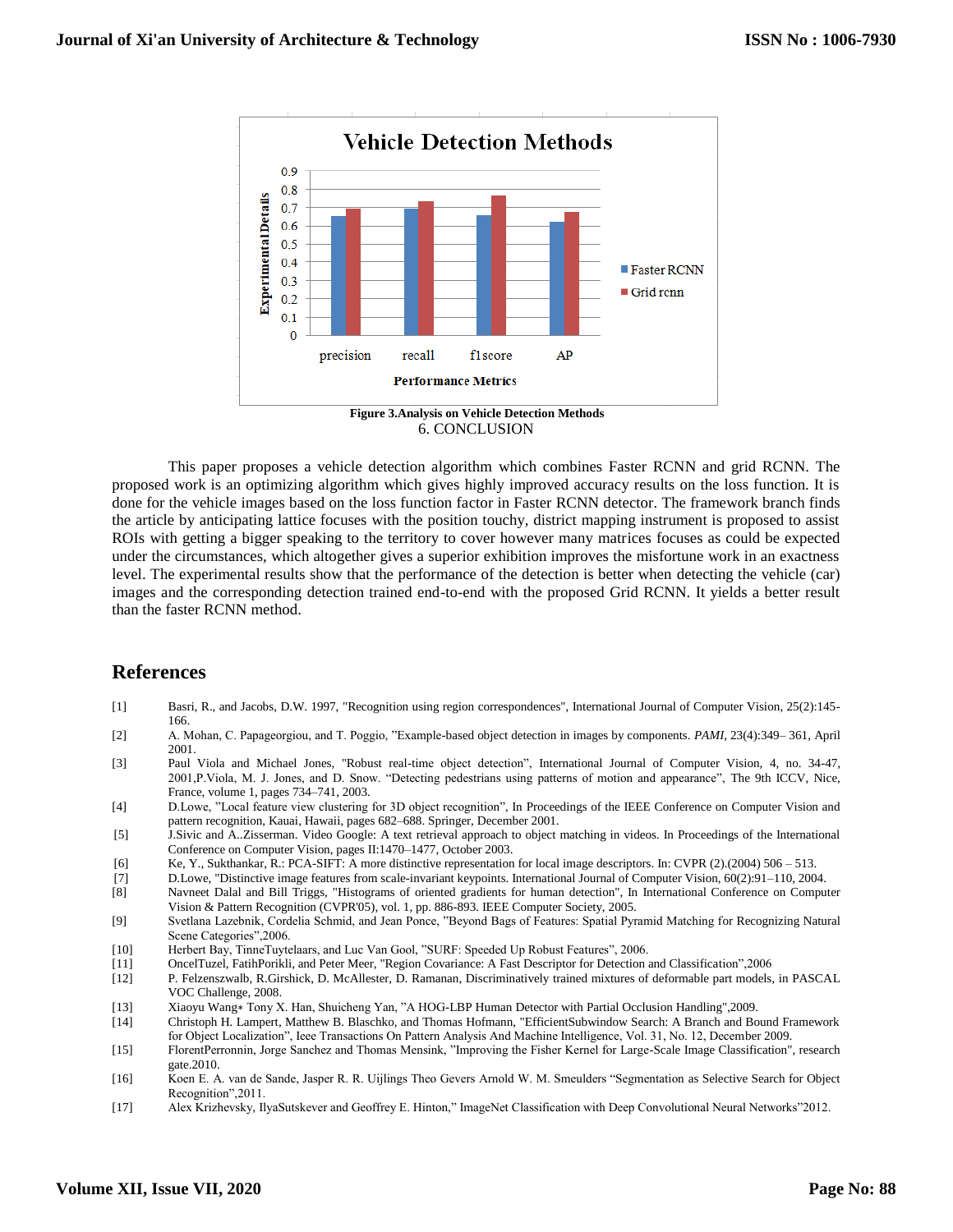Vehicle Detection Methods

0.9
0.8
0.7
0.6
0.5
0.4
0.3
0.2
0.1
0

Experimental Details

precision
recall
f1score
AP

Performance Metrics

Faster RCNN
Grid rcnn

**Figure 3.Analysis on Vehicle Detection Methods**

## 6. CONCLUSION

This paper proposes a vehicle detection algorithm which combines Faster RCNN and grid RCNN. The proposed work is an optimizing algorithm which gives highly improved accuracy results on the loss function. It is done for the vehicle images based on the loss function factor in Faster RCNN detector. The framework branch finds the article by anticipating lattice focuses with the position touchy, district mapping instrument is proposed to assist ROIs with getting a bigger speaking to the territory to cover however many matrices focuses as could be expected under the circumstances, which altogether gives a superior exhibition improves the misfortune work in an exactness level. The experimental results show that the performance of the detection is better when detecting the vehicle (car) images and the corresponding detection trained end-to-end with the proposed Grid RCNN. It yields a better result than the faster RCNN method.

## References

[1] Basri, R., and Jacobs, D.W. 1997, "Recognition using region correspondences", International Journal of Computer Vision, 25(2):145-166.

[2] A. Mohan, C. Papageorgiou, and T. Poggio, "Example-based object detection in images by components. *PAMI*, 23(4):349– 361, April 2001.

[3] Paul Viola and Michael Jones, "Robust real-time object detection", International Journal of Computer Vision, 4, no. 34-47, 2001,P.Viola, M. J. Jones, and D. Snow. "Detecting pedestrians using patterns of motion and appearance", The 9th ICCV, Nice, France, volume 1, pages 734–741, 2003.

[4] D.Lowe, "Local feature view clustering for 3D object recognition", In Proceedings of the IEEE Conference on Computer Vision and pattern recognition, Kauai, Hawaii, pages 682–688. Springer, December 2001.

[5] J.Sivic and A..Zisserman. Video Google: A text retrieval approach to object matching in videos. In Proceedings of the International Conference on Computer Vision, pages II:1470–1477, October 2003.

[6] Ke, Y., Sukthankar, R.: PCA-SIFT: A more distinctive representation for local image descriptors. In: CVPR (2).(2004) 506 – 513.

[7] D.Lowe, "Distinctive image features from scale-invariant keypoints. International Journal of Computer Vision, 60(2):91–110, 2004.

[8] Navneet Dalal and Bill Triggs, "Histograms of oriented gradients for human detection", In International Conference on Computer Vision & Pattern Recognition (CVPR'05), vol. 1, pp. 886-893. IEEE Computer Society, 2005.

[9] Svetlana Lazebnik, Cordelia Schmid, and Jean Ponce, "Beyond Bags of Features: Spatial Pyramid Matching for Recognizing Natural Scene Categories",2006.

[10] Herbert Bay, TinneTuytelaars, and Luc Van Gool, "SURF: Speeded Up Robust Features", 2006.

[11] OncelTuzel, FatihPorikli, and Peter Meer, "Region Covariance: A Fast Descriptor for Detection and Classification",2006

[12] P. Felzenszwalb, R.Girshick, D. McAllester, D. Ramanan, Discriminatively trained mixtures of deformable part models, in PASCAL VOC Challenge, 2008.

[13] Xiaoyu Wang∗ Tony X. Han, Shuicheng Yan, "A HOG-LBP Human Detector with Partial Occlusion Handling",2009.

[14] Christoph H. Lampert, Matthew B. Blaschko, and Thomas Hofmann, "EfficientSubwindow Search: A Branch and Bound Framework for Object Localization", Ieee Transactions On Pattern Analysis And Machine Intelligence, Vol. 31, No. 12, December 2009.

[15] FlorentPerronnin, Jorge Sanchez and Thomas Mensink, "Improving the Fisher Kernel for Large-Scale Image Classification", research gate.2010.

[16] Koen E. A. van de Sande, Jasper R. R. Uijlings Theo Gevers Arnold W. M. Smeulders "Segmentation as Selective Search for Object Recognition",2011.

[17] Alex Krizhevsky, IlyaSutskever and Geoffrey E. Hinton," ImageNet Classification with Deep Convolutional Neural Networks"2012.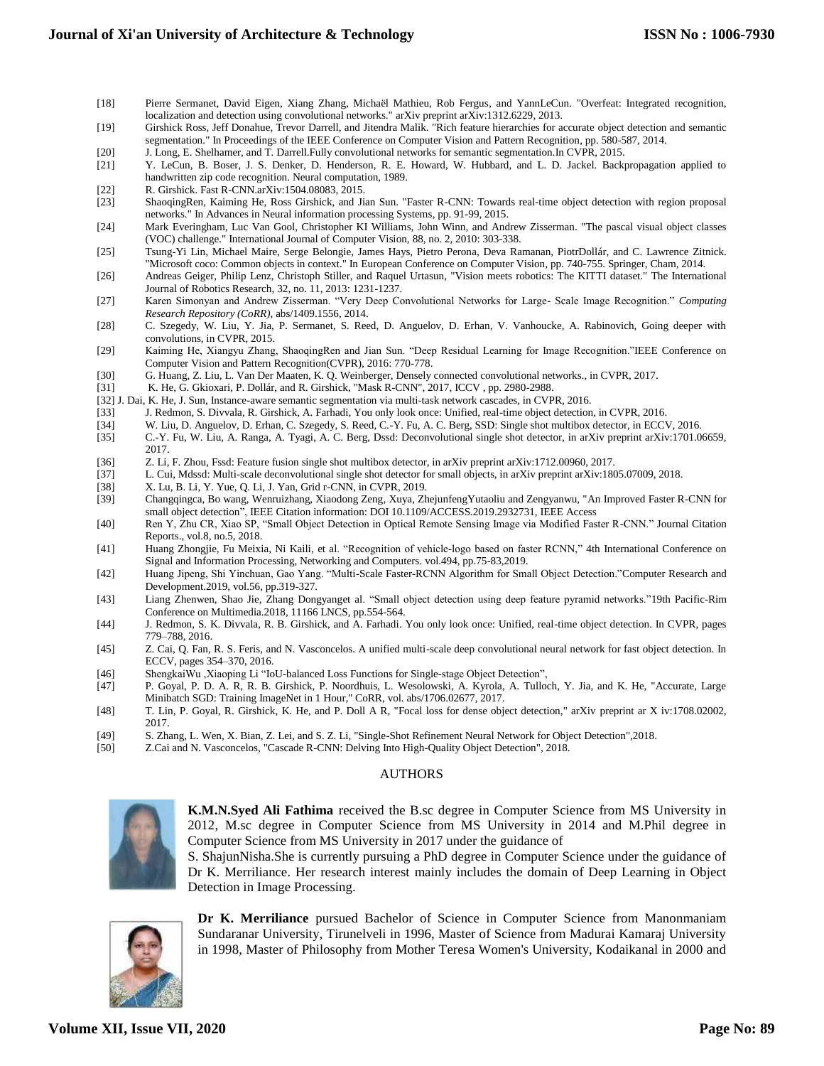[18] Pierre Sermanet, David Eigen, Xiang Zhang, Michaël Mathieu, Rob Fergus, and YannLeCun. "Overfeat: Integrated recognition, localization and detection using convolutional networks." arXiv preprint arXiv:1312.6229, 2013.

[19] Girshick Ross, Jeff Donahue, Trevor Darrell, and Jitendra Malik. "Rich feature hierarchies for accurate object detection and semantic segmentation." In Proceedings of the IEEE Conference on Computer Vision and Pattern Recognition, pp. 580-587, 2014.

[20] J. Long, E. Shelhamer, and T. Darrell.Fully convolutional networks for semantic segmentation.In CVPR, 2015.

[21] Y. LeCun, B. Boser, J. S. Denker, D. Henderson, R. E. Howard, W. Hubbard, and L. D. Jackel. Backpropagation applied to handwritten zip code recognition. Neural computation, 1989.

[22] R. Girshick. Fast R-CNN.arXiv:1504.08083, 2015.

[23] ShaoqingRen, Kaiming He, Ross Girshick, and Jian Sun. "Faster R-CNN: Towards real-time object detection with region proposal networks." In Advances in Neural information processing Systems, pp. 91-99, 2015.

[24] Mark Everingham, Luc Van Gool, Christopher KI Williams, John Winn, and Andrew Zisserman. "The pascal visual object classes (VOC) challenge." International Journal of Computer Vision, 88, no. 2, 2010: 303-338.

[25] Tsung-Yi Lin, Michael Maire, Serge Belongie, James Hays, Pietro Perona, Deva Ramanan, PiotrDollár, and C. Lawrence Zitnick. "Microsoft coco: Common objects in context." In European Conference on Computer Vision, pp. 740-755. Springer, Cham, 2014.

[26] Andreas Geiger, Philip Lenz, Christoph Stiller, and Raquel Urtasun, "Vision meets robotics: The KITTI dataset." The International Journal of Robotics Research, 32, no. 11, 2013: 1231-1237.

[27] Karen Simonyan and Andrew Zisserman. "Very Deep Convolutional Networks for Large- Scale Image Recognition." *Computing Research Repository (CoRR)*, abs/1409.1556, 2014.

[28] C. Szegedy, W. Liu, Y. Jia, P. Sermanet, S. Reed, D. Anguelov, D. Erhan, V. Vanhoucke, A. Rabinovich, Going deeper with convolutions, in CVPR, 2015.

[29] Kaiming He, Xiangyu Zhang, ShaoqingRen and Jian Sun. "Deep Residual Learning for Image Recognition."IEEE Conference on Computer Vision and Pattern Recognition(CVPR), 2016: 770-778.

[30] G. Huang, Z. Liu, L. Van Der Maaten, K. Q. Weinberger, Densely connected convolutional networks., in CVPR, 2017.

[31] K. He, G. Gkioxari, P. Dollár, and R. Girshick, "Mask R-CNN", 2017, ICCV , pp. 2980-2988.

[32] J. Dai, K. He, J. Sun, Instance-aware semantic segmentation via multi-task network cascades, in CVPR, 2016.

[33] J. Redmon, S. Divvala, R. Girshick, A. Farhadi, You only look once: Unified, real-time object detection, in CVPR, 2016.

[34] W. Liu, D. Anguelov, D. Erhan, C. Szegedy, S. Reed, C.-Y. Fu, A. C. Berg, SSD: Single shot multibox detector, in ECCV, 2016.

[35] C.-Y. Fu, W. Liu, A. Ranga, A. Tyagi, A. C. Berg, Dssd: Deconvolutional single shot detector, in arXiv preprint arXiv:1701.06659, 2017.

[36] Z. Li, F. Zhou, Fssd: Feature fusion single shot multibox detector, in arXiv preprint arXiv:1712.00960, 2017.

[37] L. Cui, Mdssd: Multi-scale deconvolutional single shot detector for small objects, in arXiv preprint arXiv:1805.07009, 2018.

[38] X. Lu, B. Li, Y. Yue, Q. Li, J. Yan, Grid r-CNN, in CVPR, 2019.

[39] Changqingca, Bo wang, Wenruizhang, Xiaodong Zeng, Xuya, ZhejunfengYutaoliu and Zengyanwu, "An Improved Faster R-CNN for small object detection", IEEE Citation information: DOI 10.1109/ACCESS.2019.2932731, IEEE Access

[40] Ren Y, Zhu CR, Xiao SP, "Small Object Detection in Optical Remote Sensing Image via Modified Faster R-CNN." Journal Citation Reports., vol.8, no.5, 2018.

[41] Huang Zhongjie, Fu Meixia, Ni Kaili, et al. "Recognition of vehicle-logo based on faster RCNN," 4th International Conference on Signal and Information Processing, Networking and Computers. vol.494, pp.75-83,2019.

[42] Huang Jipeng, Shi Yinchuan, Gao Yang. "Multi-Scale Faster-RCNN Algorithm for Small Object Detection."Computer Research and Development.2019, vol.56, pp.319-327.

[43] Liang Zhenwen, Shao Jie, Zhang Dongyanget al. "Small object detection using deep feature pyramid networks."19th Pacific-Rim Conference on Multimedia.2018, 11166 LNCS, pp.554-564.

[44] J. Redmon, S. K. Divvala, R. B. Girshick, and A. Farhadi. You only look once: Unified, real-time object detection. In CVPR, pages 779–788, 2016.

[45] Z. Cai, Q. Fan, R. S. Feris, and N. Vasconcelos. A unified multi-scale deep convolutional neural network for fast object detection. In ECCV, pages 354–370, 2016.

[46] ShengkaiWu ,Xiaoping Li "IoU-balanced Loss Functions for Single-stage Object Detection",

[47] P. Goyal, P. D. A. R, R. B. Girshick, P. Noordhuis, L. Wesolowski, A. Kyrola, A. Tulloch, Y. Jia, and K. He, "Accurate, Large Minibatch SGD: Training ImageNet in 1 Hour," CoRR, vol. abs/1706.02677, 2017.

[48] T. Lin, P. Goyal, R. Girshick, K. He, and P. Doll A R, "Focal loss for dense object detection," arXiv preprint ar X iv:1708.02002, 2017.

[49] S. Zhang, L. Wen, X. Bian, Z. Lei, and S. Z. Li, "Single-Shot Refinement Neural Network for Object Detection",2018.

[50] Z.Cai and N. Vasconcelos, "Cascade R-CNN: Delving Into High-Quality Object Detection", 2018.

## AUTHORS

**K.M.N.Syed Ali Fathima** received the B.sc degree in Computer Science from MS University in 2012, M.sc degree in Computer Science from MS University in 2014 and M.Phil degree in Computer Science from MS University in 2017 under the guidance of S. ShajunNisha.She is currently pursuing a PhD degree in Computer Science under the guidance of Dr K. Merriliance. Her research interest mainly includes the domain of Deep Learning in Object Detection in Image Processing.

**Dr K. Merriliance** pursued Bachelor of Science in Computer Science from Manonmaniam Sundaranar University, Tirunelveli in 1996, Master of Science from Madurai Kamaraj University in 1998, Master of Philosophy from Mother Teresa Women's University, Kodaikanal in 2000 and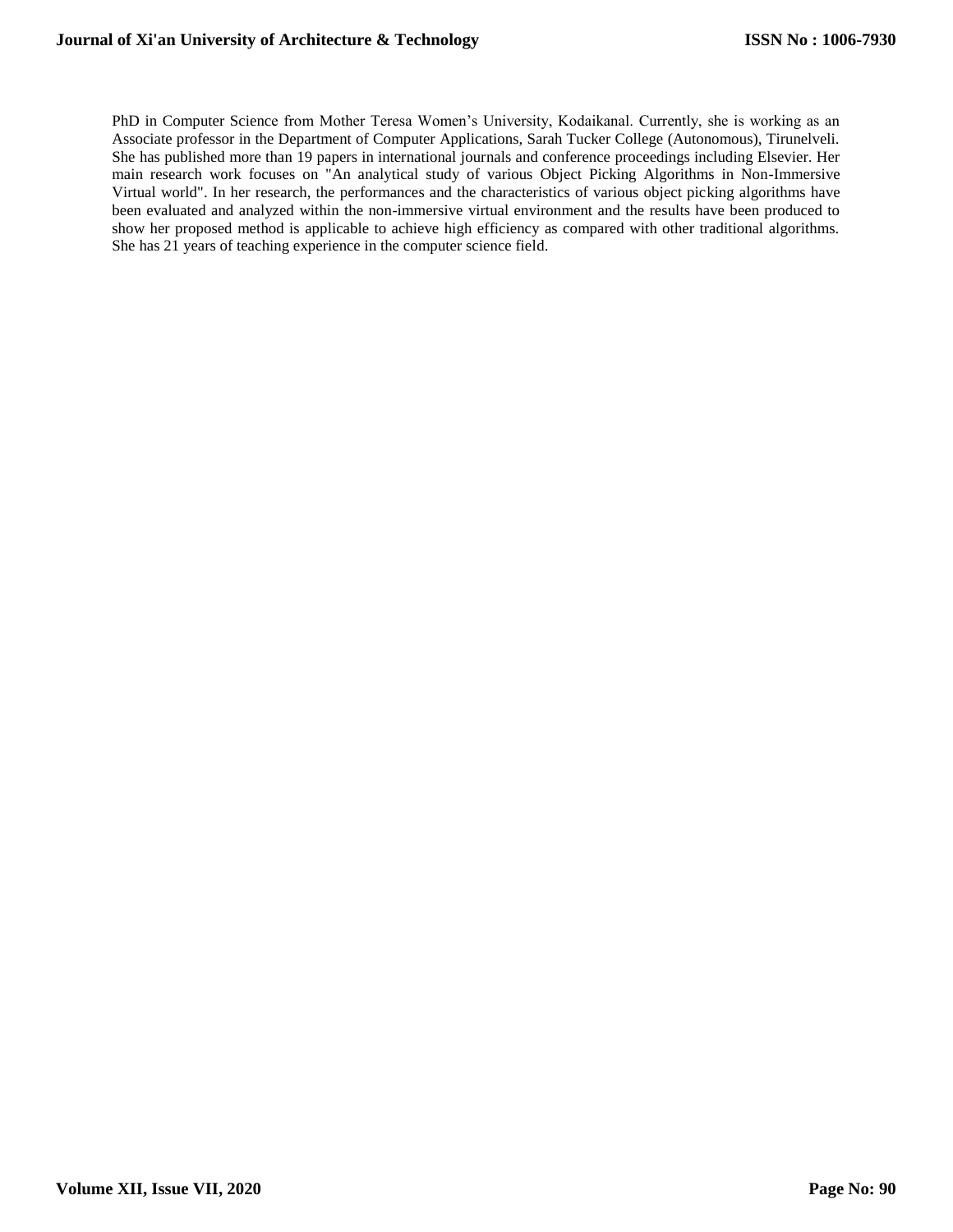PhD in Computer Science from Mother Teresa Women's University, Kodaikanal. Currently, she is working as an Associate professor in the Department of Computer Applications, Sarah Tucker College (Autonomous), Tirunelveli. She has published more than 19 papers in international journals and conference proceedings including Elsevier. Her main research work focuses on "An analytical study of various Object Picking Algorithms in Non-Immersive Virtual world". In her research, the performances and the characteristics of various object picking algorithms have been evaluated and analyzed within the non-immersive virtual environment and the results have been produced to show her proposed method is applicable to achieve high efficiency as compared with other traditional algorithms. She has 21 years of teaching experience in the computer science field.